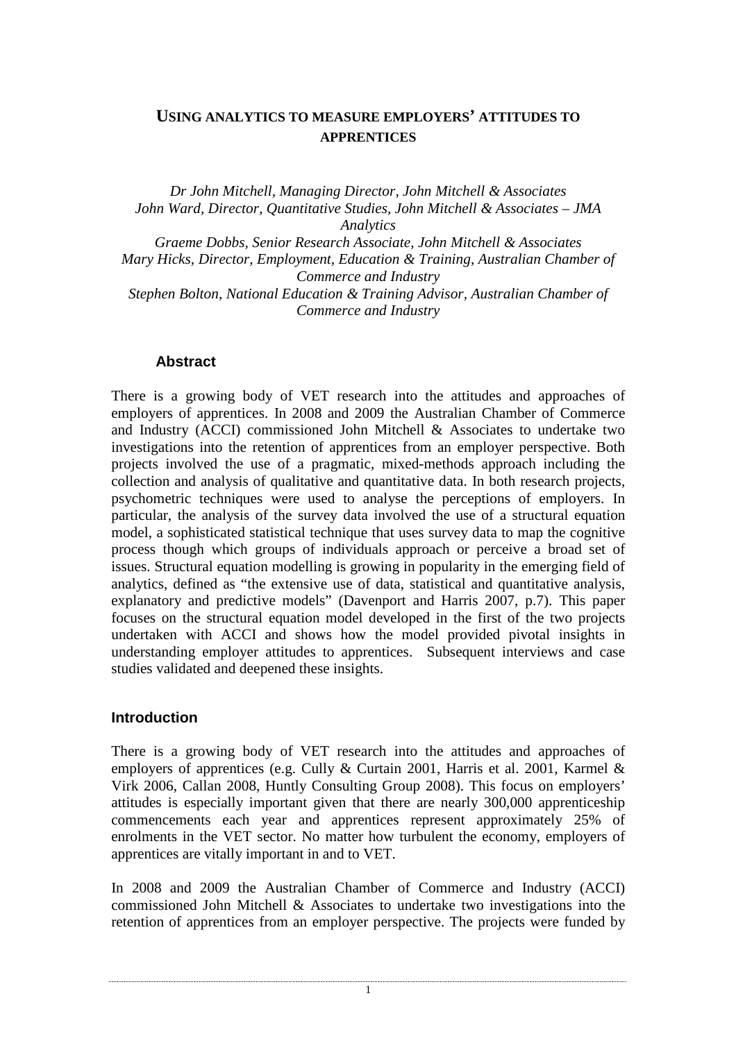# USING ANALYTICS TO MEASURE EMPLOYERS' ATTITUDES TO APPRENTICES

*Dr John Mitchell, Managing Director, John Mitchell & Associates*
*John Ward, Director, Quantitative Studies, John Mitchell & Associates – JMA Analytics*
*Graeme Dobbs, Senior Research Associate, John Mitchell & Associates*
*Mary Hicks, Director, Employment, Education & Training, Australian Chamber of Commerce and Industry*
*Stephen Bolton, National Education & Training Advisor, Australian Chamber of Commerce and Industry*

## Abstract

There is a growing body of VET research into the attitudes and approaches of employers of apprentices. In 2008 and 2009 the Australian Chamber of Commerce and Industry (ACCI) commissioned John Mitchell & Associates to undertake two investigations into the retention of apprentices from an employer perspective. Both projects involved the use of a pragmatic, mixed-methods approach including the collection and analysis of qualitative and quantitative data. In both research projects, psychometric techniques were used to analyse the perceptions of employers. In particular, the analysis of the survey data involved the use of a structural equation model, a sophisticated statistical technique that uses survey data to map the cognitive process though which groups of individuals approach or perceive a broad set of issues. Structural equation modelling is growing in popularity in the emerging field of analytics, defined as "the extensive use of data, statistical and quantitative analysis, explanatory and predictive models" (Davenport and Harris 2007, p.7). This paper focuses on the structural equation model developed in the first of the two projects undertaken with ACCI and shows how the model provided pivotal insights in understanding employer attitudes to apprentices. Subsequent interviews and case studies validated and deepened these insights.

## Introduction

There is a growing body of VET research into the attitudes and approaches of employers of apprentices (e.g. Cully & Curtain 2001, Harris et al. 2001, Karmel & Virk 2006, Callan 2008, Huntly Consulting Group 2008). This focus on employers' attitudes is especially important given that there are nearly 300,000 apprenticeship commencements each year and apprentices represent approximately 25% of enrolments in the VET sector. No matter how turbulent the economy, employers of apprentices are vitally important in and to VET.

In 2008 and 2009 the Australian Chamber of Commerce and Industry (ACCI) commissioned John Mitchell & Associates to undertake two investigations into the retention of apprentices from an employer perspective. The projects were funded by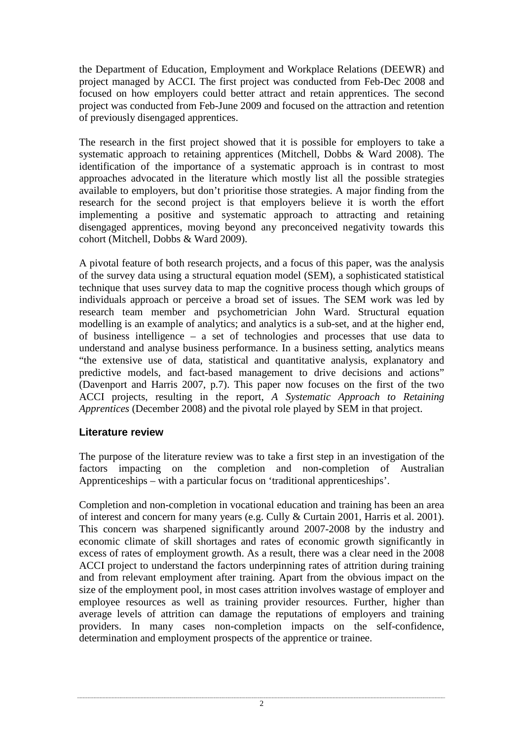the Department of Education, Employment and Workplace Relations (DEEWR) and project managed by ACCI. The first project was conducted from Feb-Dec 2008 and focused on how employers could better attract and retain apprentices. The second project was conducted from Feb-June 2009 and focused on the attraction and retention of previously disengaged apprentices.

The research in the first project showed that it is possible for employers to take a systematic approach to retaining apprentices (Mitchell, Dobbs & Ward 2008). The identification of the importance of a systematic approach is in contrast to most approaches advocated in the literature which mostly list all the possible strategies available to employers, but don't prioritise those strategies. A major finding from the research for the second project is that employers believe it is worth the effort implementing a positive and systematic approach to attracting and retaining disengaged apprentices, moving beyond any preconceived negativity towards this cohort (Mitchell, Dobbs & Ward 2009).

A pivotal feature of both research projects, and a focus of this paper, was the analysis of the survey data using a structural equation model (SEM), a sophisticated statistical technique that uses survey data to map the cognitive process though which groups of individuals approach or perceive a broad set of issues. The SEM work was led by research team member and psychometrician John Ward. Structural equation modelling is an example of analytics; and analytics is a sub-set, and at the higher end, of business intelligence – a set of technologies and processes that use data to understand and analyse business performance. In a business setting, analytics means "the extensive use of data, statistical and quantitative analysis, explanatory and predictive models, and fact-based management to drive decisions and actions" (Davenport and Harris 2007, p.7). This paper now focuses on the first of the two ACCI projects, resulting in the report, *A Systematic Approach to Retaining Apprentices* (December 2008) and the pivotal role played by SEM in that project.

## Literature review

The purpose of the literature review was to take a first step in an investigation of the factors impacting on the completion and non-completion of Australian Apprenticeships – with a particular focus on 'traditional apprenticeships'.

Completion and non-completion in vocational education and training has been an area of interest and concern for many years (e.g. Cully & Curtain 2001, Harris et al. 2001). This concern was sharpened significantly around 2007-2008 by the industry and economic climate of skill shortages and rates of economic growth significantly in excess of rates of employment growth. As a result, there was a clear need in the 2008 ACCI project to understand the factors underpinning rates of attrition during training and from relevant employment after training. Apart from the obvious impact on the size of the employment pool, in most cases attrition involves wastage of employer and employee resources as well as training provider resources. Further, higher than average levels of attrition can damage the reputations of employers and training providers. In many cases non-completion impacts on the self-confidence, determination and employment prospects of the apprentice or trainee.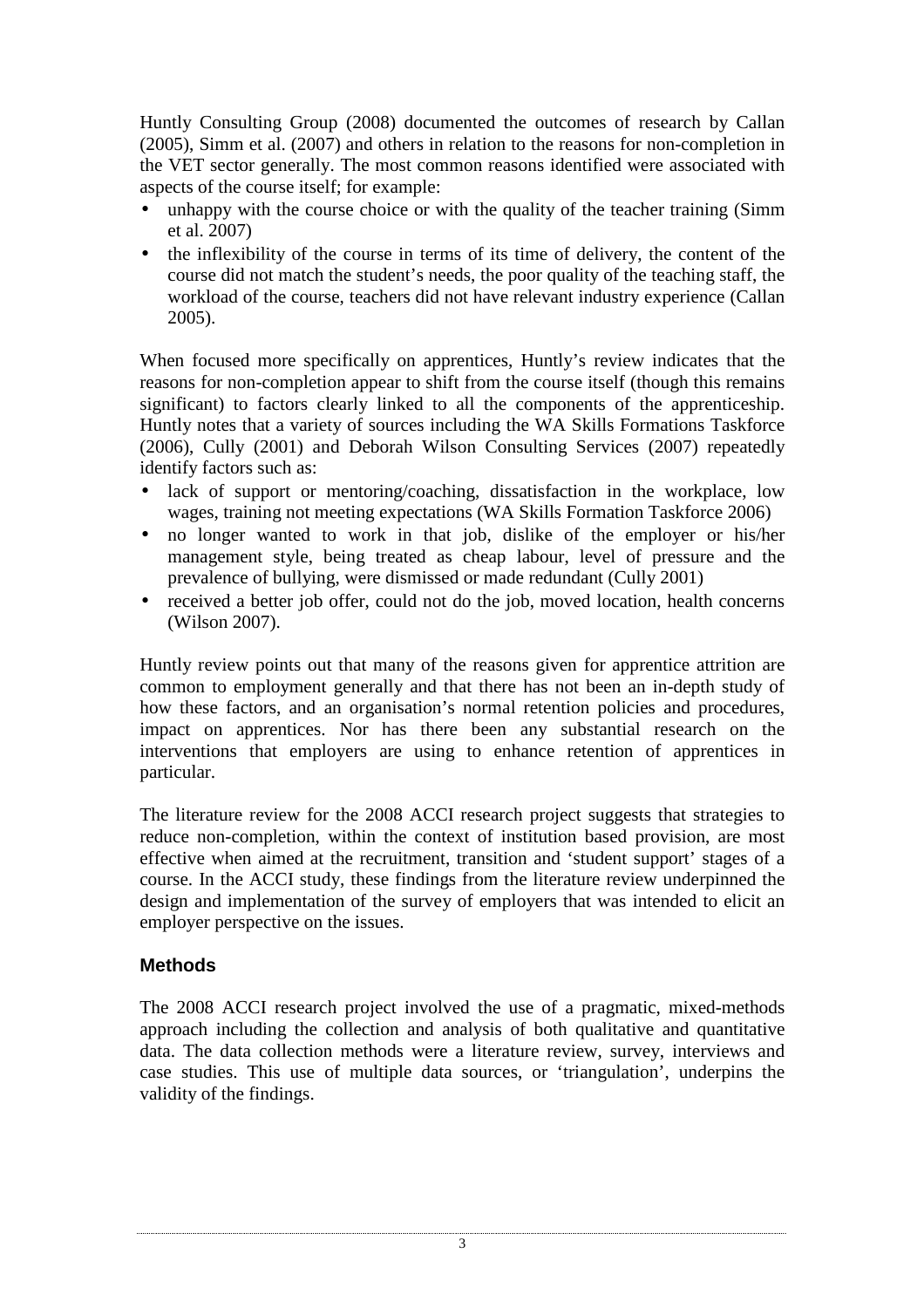Huntly Consulting Group (2008) documented the outcomes of research by Callan (2005), Simm et al. (2007) and others in relation to the reasons for non-completion in the VET sector generally. The most common reasons identified were associated with aspects of the course itself; for example:

- unhappy with the course choice or with the quality of the teacher training (Simm et al. 2007)
- the inflexibility of the course in terms of its time of delivery, the content of the course did not match the student's needs, the poor quality of the teaching staff, the workload of the course, teachers did not have relevant industry experience (Callan 2005).

When focused more specifically on apprentices, Huntly's review indicates that the reasons for non-completion appear to shift from the course itself (though this remains significant) to factors clearly linked to all the components of the apprenticeship. Huntly notes that a variety of sources including the WA Skills Formations Taskforce (2006), Cully (2001) and Deborah Wilson Consulting Services (2007) repeatedly identify factors such as:

- lack of support or mentoring/coaching, dissatisfaction in the workplace, low wages, training not meeting expectations (WA Skills Formation Taskforce 2006)
- no longer wanted to work in that job, dislike of the employer or his/her management style, being treated as cheap labour, level of pressure and the prevalence of bullying, were dismissed or made redundant (Cully 2001)
- received a better job offer, could not do the job, moved location, health concerns (Wilson 2007).

Huntly review points out that many of the reasons given for apprentice attrition are common to employment generally and that there has not been an in-depth study of how these factors, and an organisation's normal retention policies and procedures, impact on apprentices. Nor has there been any substantial research on the interventions that employers are using to enhance retention of apprentices in particular.

The literature review for the 2008 ACCI research project suggests that strategies to reduce non-completion, within the context of institution based provision, are most effective when aimed at the recruitment, transition and 'student support' stages of a course. In the ACCI study, these findings from the literature review underpinned the design and implementation of the survey of employers that was intended to elicit an employer perspective on the issues.

## Methods

The 2008 ACCI research project involved the use of a pragmatic, mixed-methods approach including the collection and analysis of both qualitative and quantitative data. The data collection methods were a literature review, survey, interviews and case studies. This use of multiple data sources, or 'triangulation', underpins the validity of the findings.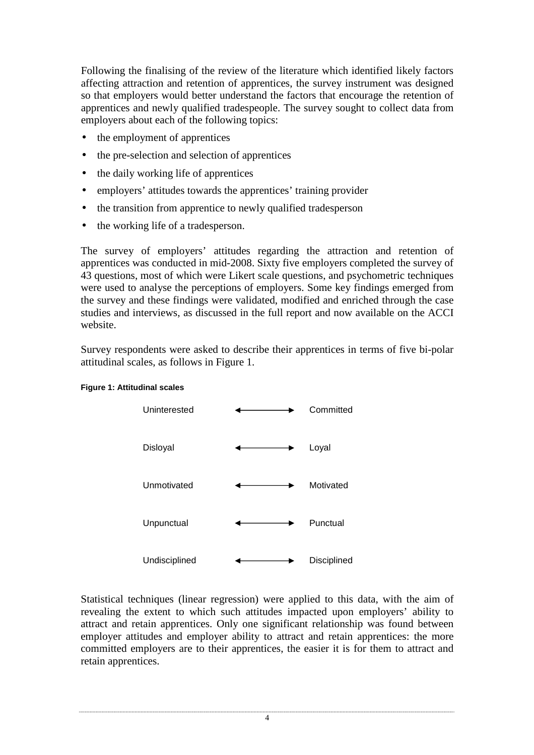Following the finalising of the review of the literature which identified likely factors affecting attraction and retention of apprentices, the survey instrument was designed so that employers would better understand the factors that encourage the retention of apprentices and newly qualified tradespeople. The survey sought to collect data from employers about each of the following topics:

- the employment of apprentices
- the pre-selection and selection of apprentices
- the daily working life of apprentices
- employers' attitudes towards the apprentices' training provider
- the transition from apprentice to newly qualified tradesperson
- the working life of a tradesperson.

The survey of employers' attitudes regarding the attraction and retention of apprentices was conducted in mid-2008. Sixty five employers completed the survey of 43 questions, most of which were Likert scale questions, and psychometric techniques were used to analyse the perceptions of employers. Some key findings emerged from the survey and these findings were validated, modified and enriched through the case studies and interviews, as discussed in the full report and now available on the ACCI website.

Survey respondents were asked to describe their apprentices in terms of five bi-polar attitudinal scales, as follows in Figure 1.

**Figure 1: Attitudinal scales**

| | | |
|---|---|---|
| Uninterested | ←——→ | Committed |
| Disloyal | ←——→ | Loyal |
| Unmotivated | ←——→ | Motivated |
| Unpunctual | ←——→ | Punctual |
| Undisciplined | ←——→ | Disciplined |

Statistical techniques (linear regression) were applied to this data, with the aim of revealing the extent to which such attitudes impacted upon employers' ability to attract and retain apprentices. Only one significant relationship was found between employer attitudes and employer ability to attract and retain apprentices: the more committed employers are to their apprentices, the easier it is for them to attract and retain apprentices.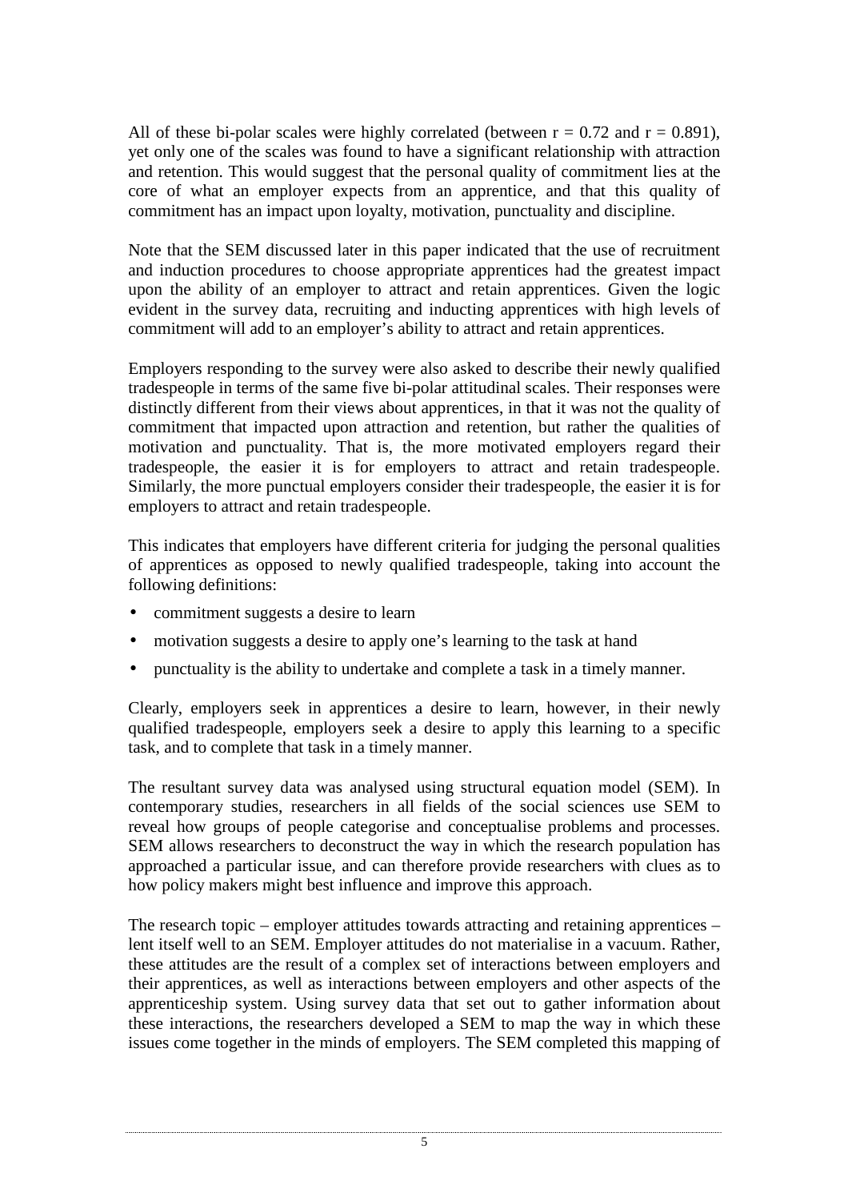All of these bi-polar scales were highly correlated (between $r = 0.72$ and $r = 0.891$), yet only one of the scales was found to have a significant relationship with attraction and retention. This would suggest that the personal quality of commitment lies at the core of what an employer expects from an apprentice, and that this quality of commitment has an impact upon loyalty, motivation, punctuality and discipline.

Note that the SEM discussed later in this paper indicated that the use of recruitment and induction procedures to choose appropriate apprentices had the greatest impact upon the ability of an employer to attract and retain apprentices. Given the logic evident in the survey data, recruiting and inducting apprentices with high levels of commitment will add to an employer's ability to attract and retain apprentices.

Employers responding to the survey were also asked to describe their newly qualified tradespeople in terms of the same five bi-polar attitudinal scales. Their responses were distinctly different from their views about apprentices, in that it was not the quality of commitment that impacted upon attraction and retention, but rather the qualities of motivation and punctuality. That is, the more motivated employers regard their tradespeople, the easier it is for employers to attract and retain tradespeople. Similarly, the more punctual employers consider their tradespeople, the easier it is for employers to attract and retain tradespeople.

This indicates that employers have different criteria for judging the personal qualities of apprentices as opposed to newly qualified tradespeople, taking into account the following definitions:

- commitment suggests a desire to learn
- motivation suggests a desire to apply one's learning to the task at hand
- punctuality is the ability to undertake and complete a task in a timely manner.

Clearly, employers seek in apprentices a desire to learn, however, in their newly qualified tradespeople, employers seek a desire to apply this learning to a specific task, and to complete that task in a timely manner.

The resultant survey data was analysed using structural equation model (SEM). In contemporary studies, researchers in all fields of the social sciences use SEM to reveal how groups of people categorise and conceptualise problems and processes. SEM allows researchers to deconstruct the way in which the research population has approached a particular issue, and can therefore provide researchers with clues as to how policy makers might best influence and improve this approach.

The research topic – employer attitudes towards attracting and retaining apprentices – lent itself well to an SEM. Employer attitudes do not materialise in a vacuum. Rather, these attitudes are the result of a complex set of interactions between employers and their apprentices, as well as interactions between employers and other aspects of the apprenticeship system. Using survey data that set out to gather information about these interactions, the researchers developed a SEM to map the way in which these issues come together in the minds of employers. The SEM completed this mapping of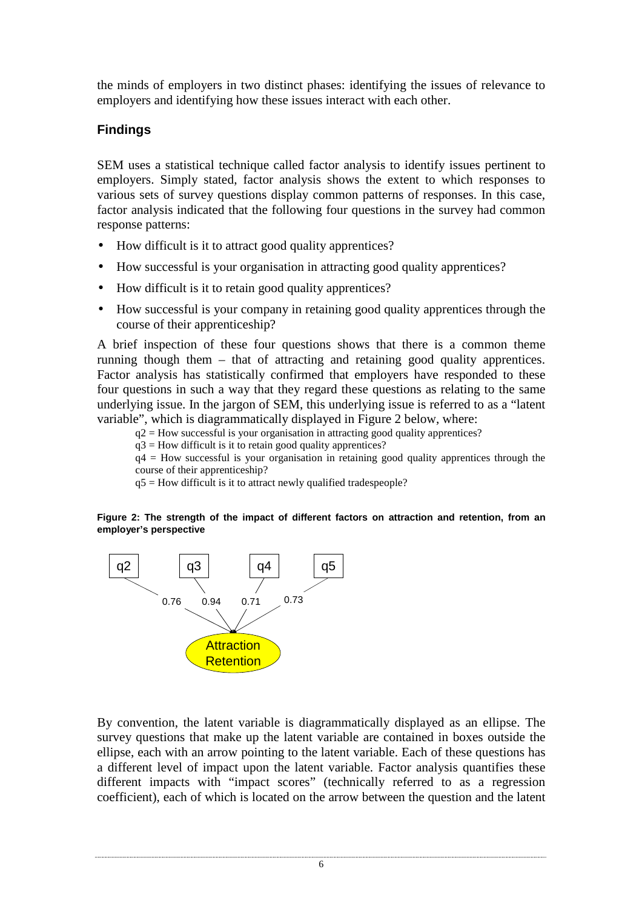the minds of employers in two distinct phases: identifying the issues of relevance to employers and identifying how these issues interact with each other.

## Findings

SEM uses a statistical technique called factor analysis to identify issues pertinent to employers. Simply stated, factor analysis shows the extent to which responses to various sets of survey questions display common patterns of responses. In this case, factor analysis indicated that the following four questions in the survey had common response patterns:

- How difficult is it to attract good quality apprentices?
- How successful is your organisation in attracting good quality apprentices?
- How difficult is it to retain good quality apprentices?
- How successful is your company in retaining good quality apprentices through the course of their apprenticeship?

A brief inspection of these four questions shows that there is a common theme running though them – that of attracting and retaining good quality apprentices. Factor analysis has statistically confirmed that employers have responded to these four questions in such a way that they regard these questions as relating to the same underlying issue. In the jargon of SEM, this underlying issue is referred to as a "latent variable", which is diagrammatically displayed in Figure 2 below, where:

q2 = How successful is your organisation in attracting good quality apprentices?
q3 = How difficult is it to retain good quality apprentices?
q4 = How successful is your organisation in retaining good quality apprentices through the course of their apprenticeship?
q5 = How difficult is it to attract newly qualified tradespeople?

**Figure 2: The strength of the impact of different factors on attraction and retention, from an employer's perspective**

q2, q3, q4, q5 → Attraction Retention (impact scores: q2 = 0.76, q3 = 0.94, q4 = 0.71, q5 = 0.73)

By convention, the latent variable is diagrammatically displayed as an ellipse. The survey questions that make up the latent variable are contained in boxes outside the ellipse, each with an arrow pointing to the latent variable. Each of these questions has a different level of impact upon the latent variable. Factor analysis quantifies these different impacts with "impact scores" (technically referred to as a regression coefficient), each of which is located on the arrow between the question and the latent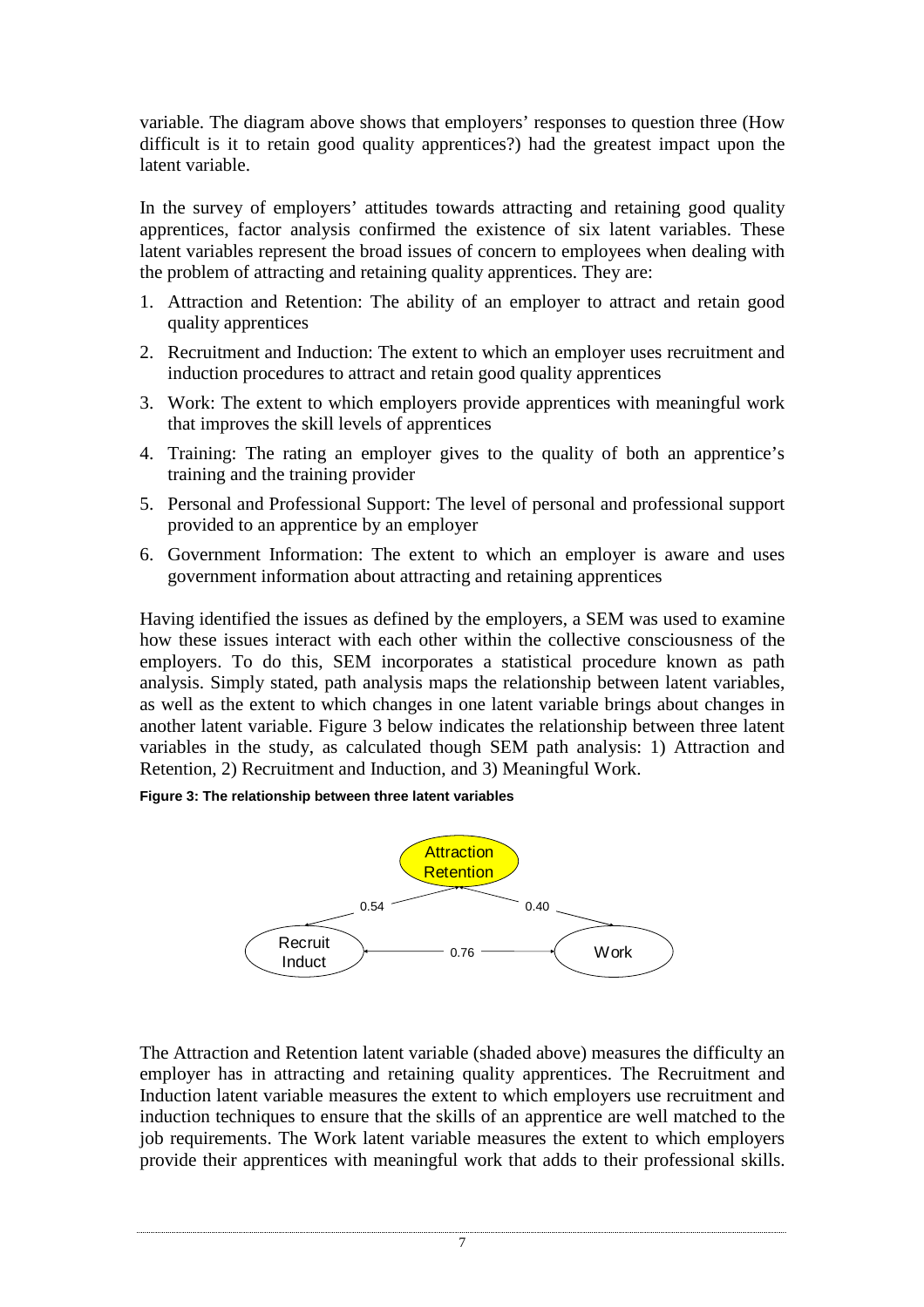variable. The diagram above shows that employers' responses to question three (How difficult is it to retain good quality apprentices?) had the greatest impact upon the latent variable.

In the survey of employers' attitudes towards attracting and retaining good quality apprentices, factor analysis confirmed the existence of six latent variables. These latent variables represent the broad issues of concern to employees when dealing with the problem of attracting and retaining quality apprentices. They are:

1. Attraction and Retention: The ability of an employer to attract and retain good quality apprentices
2. Recruitment and Induction: The extent to which an employer uses recruitment and induction procedures to attract and retain good quality apprentices
3. Work: The extent to which employers provide apprentices with meaningful work that improves the skill levels of apprentices
4. Training: The rating an employer gives to the quality of both an apprentice's training and the training provider
5. Personal and Professional Support: The level of personal and professional support provided to an apprentice by an employer
6. Government Information: The extent to which an employer is aware and uses government information about attracting and retaining apprentices

Having identified the issues as defined by the employers, a SEM was used to examine how these issues interact with each other within the collective consciousness of the employers. To do this, SEM incorporates a statistical procedure known as path analysis. Simply stated, path analysis maps the relationship between latent variables, as well as the extent to which changes in one latent variable brings about changes in another latent variable. Figure 3 below indicates the relationship between three latent variables in the study, as calculated though SEM path analysis: 1) Attraction and Retention, 2) Recruitment and Induction, and 3) Meaningful Work.

**Figure 3: The relationship between three latent variables**

The Attraction and Retention latent variable (shaded above) measures the difficulty an employer has in attracting and retaining quality apprentices. The Recruitment and Induction latent variable measures the extent to which employers use recruitment and induction techniques to ensure that the skills of an apprentice are well matched to the job requirements. The Work latent variable measures the extent to which employers provide their apprentices with meaningful work that adds to their professional skills.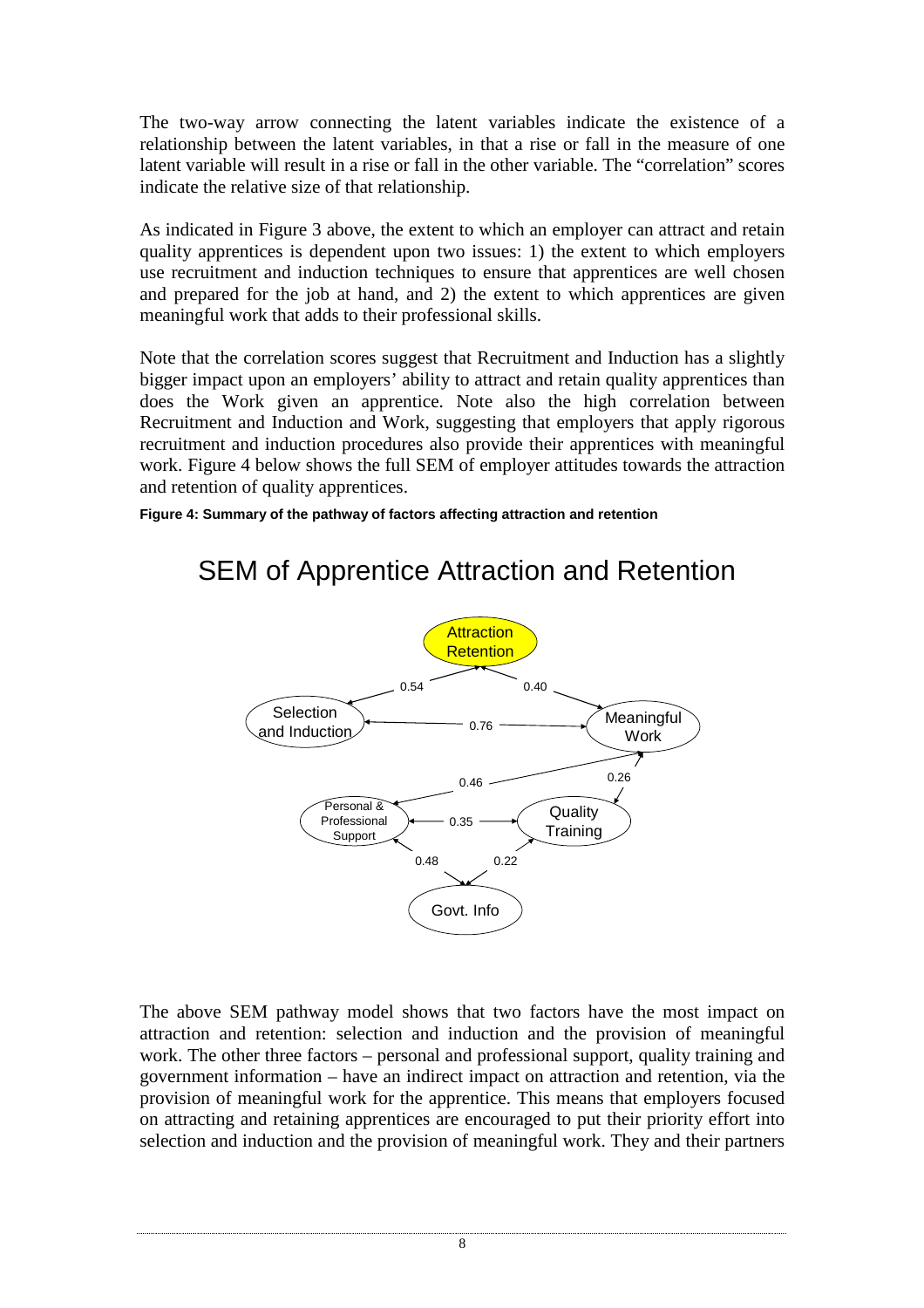The two-way arrow connecting the latent variables indicate the existence of a relationship between the latent variables, in that a rise or fall in the measure of one latent variable will result in a rise or fall in the other variable. The "correlation" scores indicate the relative size of that relationship.

As indicated in Figure 3 above, the extent to which an employer can attract and retain quality apprentices is dependent upon two issues: 1) the extent to which employers use recruitment and induction techniques to ensure that apprentices are well chosen and prepared for the job at hand, and 2) the extent to which apprentices are given meaningful work that adds to their professional skills.

Note that the correlation scores suggest that Recruitment and Induction has a slightly bigger impact upon an employers' ability to attract and retain quality apprentices than does the Work given an apprentice. Note also the high correlation between Recruitment and Induction and Work, suggesting that employers that apply rigorous recruitment and induction procedures also provide their apprentices with meaningful work. Figure 4 below shows the full SEM of employer attitudes towards the attraction and retention of quality apprentices.

**Figure 4: Summary of the pathway of factors affecting attraction and retention**

SEM of Apprentice Attraction and Retention

Attraction Retention

0.54 0.40

Selection and Induction 0.76 Meaningful Work

0.46 0.26

Personal & Professional Support 0.35 Quality Training

0.48 0.22

Govt. Info

The above SEM pathway model shows that two factors have the most impact on attraction and retention: selection and induction and the provision of meaningful work. The other three factors – personal and professional support, quality training and government information – have an indirect impact on attraction and retention, via the provision of meaningful work for the apprentice. This means that employers focused on attracting and retaining apprentices are encouraged to put their priority effort into selection and induction and the provision of meaningful work. They and their partners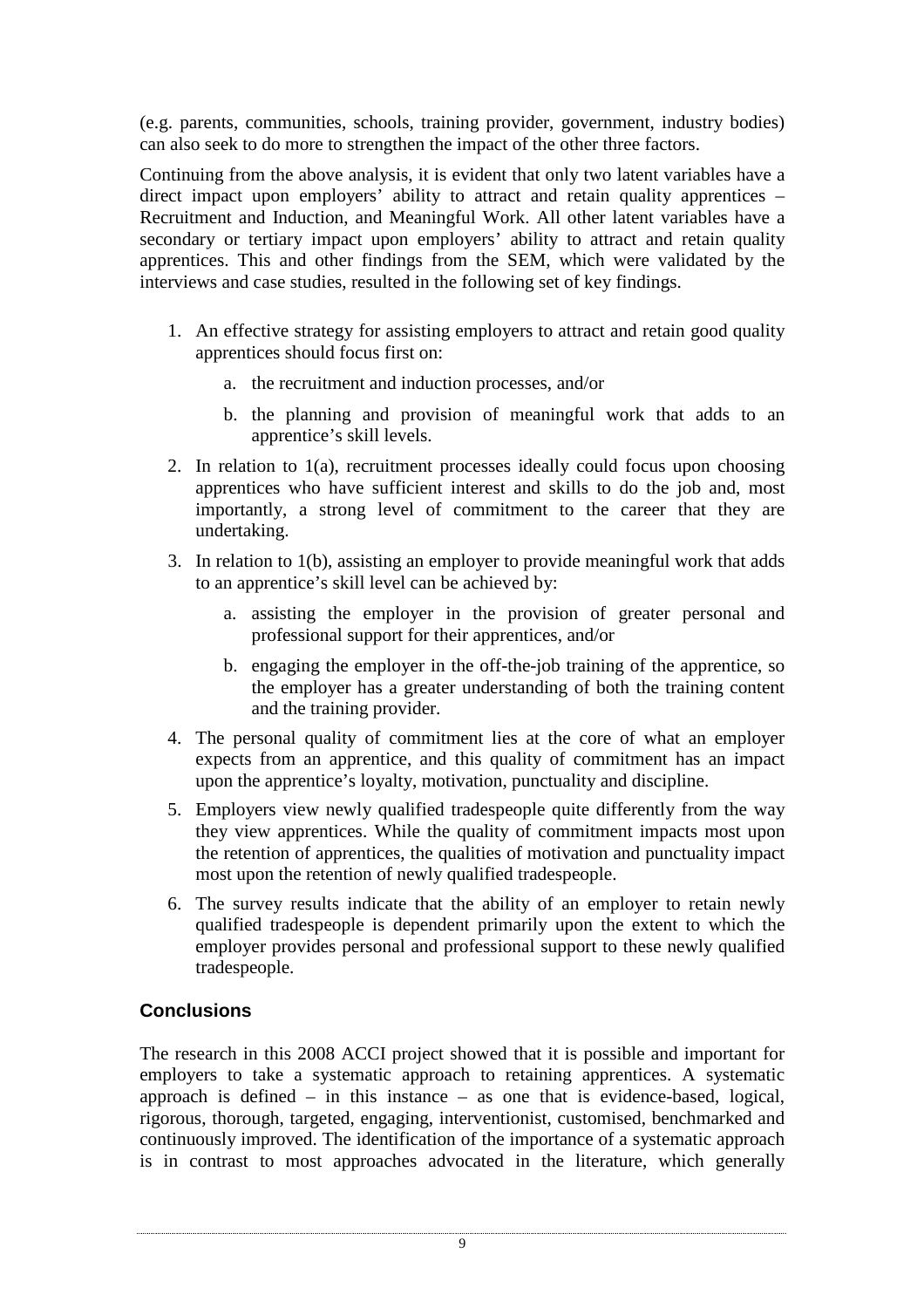(e.g. parents, communities, schools, training provider, government, industry bodies) can also seek to do more to strengthen the impact of the other three factors.

Continuing from the above analysis, it is evident that only two latent variables have a direct impact upon employers' ability to attract and retain quality apprentices – Recruitment and Induction, and Meaningful Work. All other latent variables have a secondary or tertiary impact upon employers' ability to attract and retain quality apprentices. This and other findings from the SEM, which were validated by the interviews and case studies, resulted in the following set of key findings.

1. An effective strategy for assisting employers to attract and retain good quality apprentices should focus first on:
    a. the recruitment and induction processes, and/or
    b. the planning and provision of meaningful work that adds to an apprentice's skill levels.
2. In relation to 1(a), recruitment processes ideally could focus upon choosing apprentices who have sufficient interest and skills to do the job and, most importantly, a strong level of commitment to the career that they are undertaking.
3. In relation to 1(b), assisting an employer to provide meaningful work that adds to an apprentice's skill level can be achieved by:
    a. assisting the employer in the provision of greater personal and professional support for their apprentices, and/or
    b. engaging the employer in the off-the-job training of the apprentice, so the employer has a greater understanding of both the training content and the training provider.
4. The personal quality of commitment lies at the core of what an employer expects from an apprentice, and this quality of commitment has an impact upon the apprentice's loyalty, motivation, punctuality and discipline.
5. Employers view newly qualified tradespeople quite differently from the way they view apprentices. While the quality of commitment impacts most upon the retention of apprentices, the qualities of motivation and punctuality impact most upon the retention of newly qualified tradespeople.
6. The survey results indicate that the ability of an employer to retain newly qualified tradespeople is dependent primarily upon the extent to which the employer provides personal and professional support to these newly qualified tradespeople.

## Conclusions

The research in this 2008 ACCI project showed that it is possible and important for employers to take a systematic approach to retaining apprentices. A systematic approach is defined – in this instance – as one that is evidence-based, logical, rigorous, thorough, targeted, engaging, interventionist, customised, benchmarked and continuously improved. The identification of the importance of a systematic approach is in contrast to most approaches advocated in the literature, which generally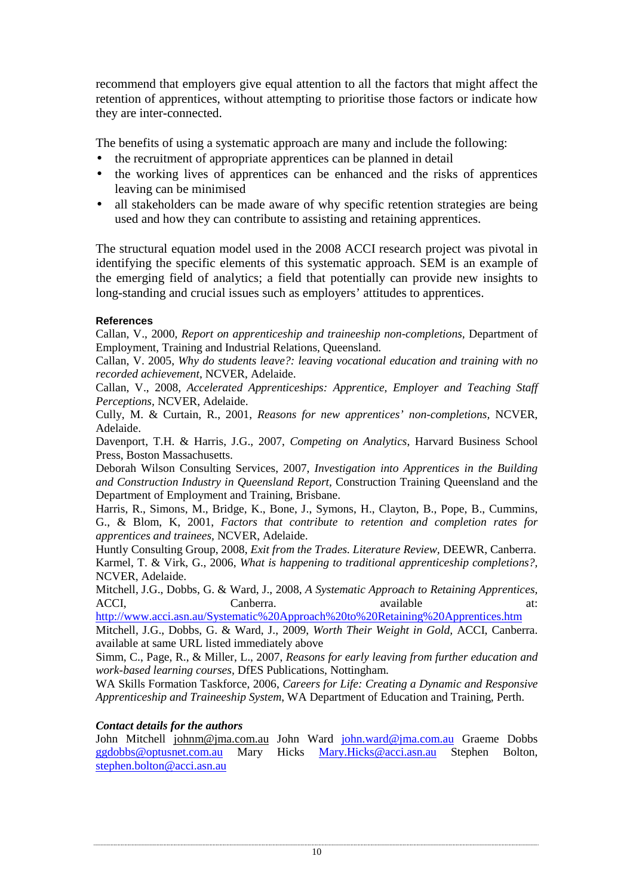recommend that employers give equal attention to all the factors that might affect the retention of apprentices, without attempting to prioritise those factors or indicate how they are inter-connected.

The benefits of using a systematic approach are many and include the following:

- the recruitment of appropriate apprentices can be planned in detail
- the working lives of apprentices can be enhanced and the risks of apprentices leaving can be minimised
- all stakeholders can be made aware of why specific retention strategies are being used and how they can contribute to assisting and retaining apprentices.

The structural equation model used in the 2008 ACCI research project was pivotal in identifying the specific elements of this systematic approach. SEM is an example of the emerging field of analytics; a field that potentially can provide new insights to long-standing and crucial issues such as employers' attitudes to apprentices.

### References

Callan, V., 2000, *Report on apprenticeship and traineeship non-completions,* Department of Employment, Training and Industrial Relations, Queensland.

Callan, V. 2005, *Why do students leave?: leaving vocational education and training with no recorded achievement*, NCVER, Adelaide.

Callan, V., 2008, *Accelerated Apprenticeships: Apprentice, Employer and Teaching Staff Perceptions,* NCVER, Adelaide.

Cully, M. & Curtain, R., 2001, *Reasons for new apprentices' non-completions,* NCVER, Adelaide.

Davenport, T.H. & Harris, J.G., 2007, *Competing on Analytics*, Harvard Business School Press, Boston Massachusetts.

Deborah Wilson Consulting Services, 2007, *Investigation into Apprentices in the Building and Construction Industry in Queensland Report,* Construction Training Queensland and the Department of Employment and Training, Brisbane.

Harris, R., Simons, M., Bridge, K., Bone, J., Symons, H., Clayton, B., Pope, B., Cummins, G., & Blom, K, 2001, *Factors that contribute to retention and completion rates for apprentices and trainees,* NCVER, Adelaide.

Huntly Consulting Group, 2008, *Exit from the Trades. Literature Review*, DEEWR, Canberra.

Karmel, T. & Virk, G., 2006, *What is happening to traditional apprenticeship completions?,* NCVER, Adelaide.

Mitchell, J.G., Dobbs, G. & Ward, J., 2008, *A Systematic Approach to Retaining Apprentices,* ACCI, Canberra. available at: http://www.acci.asn.au/Systematic%20Approach%20to%20Retaining%20Apprentices.htm

Mitchell, J.G., Dobbs, G. & Ward, J., 2009, *Worth Their Weight in Gold,* ACCI, Canberra. available at same URL listed immediately above

Simm, C., Page, R., & Miller, L., 2007, *Reasons for early leaving from further education and work-based learning courses,* DfES Publications, Nottingham.

WA Skills Formation Taskforce, 2006, *Careers for Life: Creating a Dynamic and Responsive Apprenticeship and Traineeship System*, WA Department of Education and Training, Perth.

***Contact details for the authors***

John Mitchell johnm@jma.com.au John Ward john.ward@jma.com.au Graeme Dobbs ggdobbs@optusnet.com.au Mary Hicks Mary.Hicks@acci.asn.au Stephen Bolton, stephen.bolton@acci.asn.au